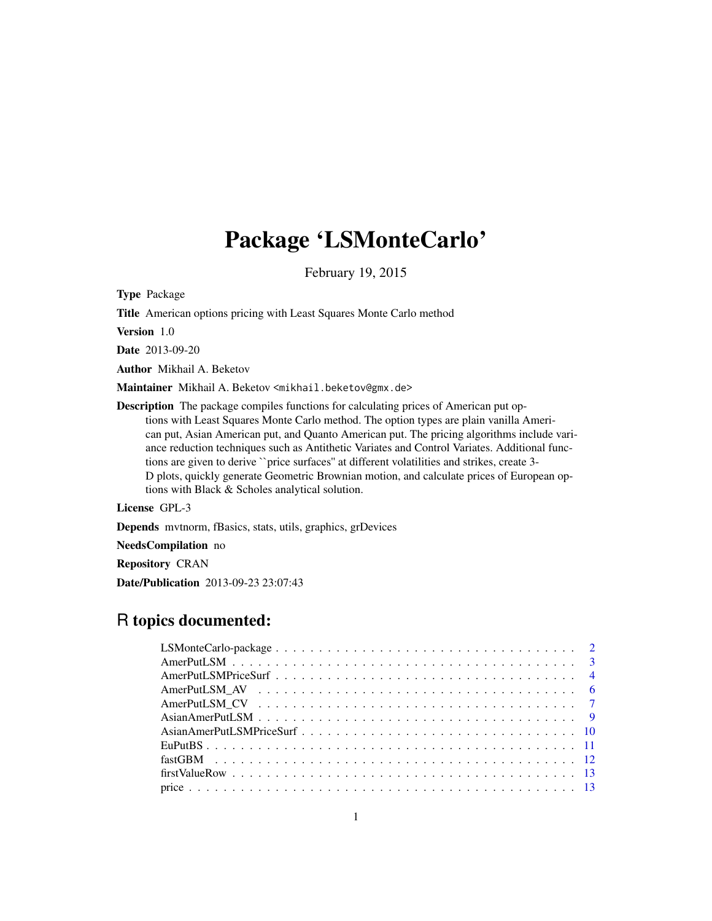# Package 'LSMonteCarlo'

February 19, 2015

**Type** Package

**Title** American options pricing with Least Squares Monte Carlo method

**Version** 1.0

**Date** 2013-09-20

**Author** Mikhail A. Beketov

**Maintainer** Mikhail A. Beketov <mikhail.beketov@gmx.de>

**Description** The package compiles functions for calculating prices of American put options with Least Squares Monte Carlo method. The option types are plain vanilla American put, Asian American put, and Quanto American put. The pricing algorithms include variance reduction techniques such as Antithetic Variates and Control Variates. Additional functions are given to derive ``price surfaces'' at different volatilities and strikes, create 3-D plots, quickly generate Geometric Brownian motion, and calculate prices of European options with Black & Scholes analytical solution.

**License** GPL-3

**Depends** mvtnorm, fBasics, stats, utils, graphics, grDevices

**NeedsCompilation** no

**Repository** CRAN

**Date/Publication** 2013-09-23 23:07:43

## R topics documented:

- LSMonteCarlo-package . . . . . . . . . . 2
- AmerPutLSM . . . . . . . . . . 3
- AmerPutLSMPriceSurf . . . . . . . . . . 4
- AmerPutLSM_AV . . . . . . . . . . 6
- AmerPutLSM_CV . . . . . . . . . . 7
- AsianAmerPutLSM . . . . . . . . . . 9
- AsianAmerPutLSMPriceSurf . . . . . . . . . . 10
- EuPutBS . . . . . . . . . . 11
- fastGBM . . . . . . . . . . 12
- firstValueRow . . . . . . . . . . 13
- price . . . . . . . . . . 13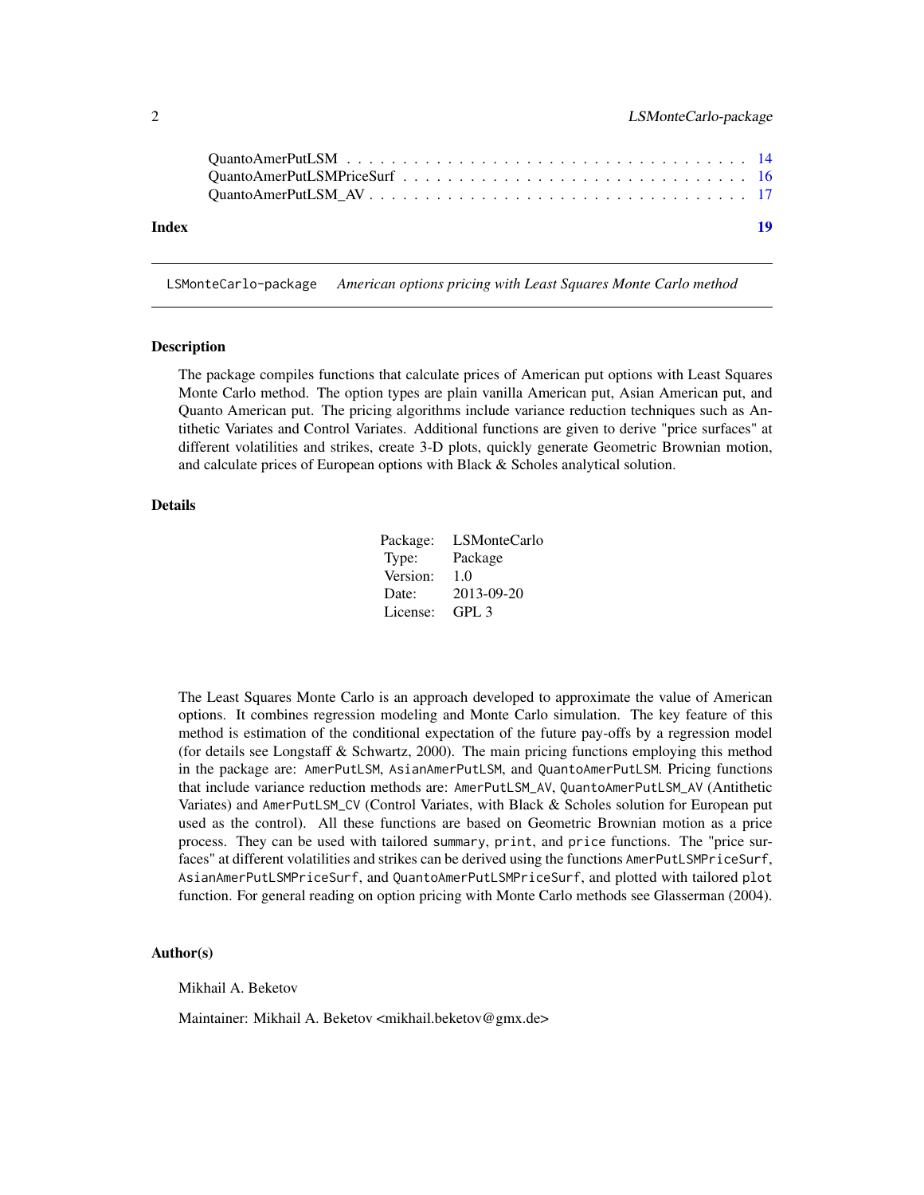QuantoAmerPutLSM . . . . . . . . . . . . . . . . . . . . . . . . . . . . . . . . . . 14
QuantoAmerPutLSMPriceSurf . . . . . . . . . . . . . . . . . . . . . . . . . . . . . 16
QuantoAmerPutLSM_AV . . . . . . . . . . . . . . . . . . . . . . . . . . . . . . . . 17

**Index** **19**

---

`LSMonteCarlo-package` *American options pricing with Least Squares Monte Carlo method*

---

### Description

The package compiles functions that calculate prices of American put options with Least Squares Monte Carlo method. The option types are plain vanilla American put, Asian American put, and Quanto American put. The pricing algorithms include variance reduction techniques such as Antithetic Variates and Control Variates. Additional functions are given to derive "price surfaces" at different volatilities and strikes, create 3-D plots, quickly generate Geometric Brownian motion, and calculate prices of European options with Black & Scholes analytical solution.

### Details

| | |
|---|---|
| Package: | LSMonteCarlo |
| Type: | Package |
| Version: | 1.0 |
| Date: | 2013-09-20 |
| License: | GPL 3 |

The Least Squares Monte Carlo is an approach developed to approximate the value of American options. It combines regression modeling and Monte Carlo simulation. The key feature of this method is estimation of the conditional expectation of the future pay-offs by a regression model (for details see Longstaff & Schwartz, 2000). The main pricing functions employing this method in the package are: `AmerPutLSM`, `AsianAmerPutLSM`, and `QuantoAmerPutLSM`. Pricing functions that include variance reduction methods are: `AmerPutLSM_AV`, `QuantoAmerPutLSM_AV` (Antithetic Variates) and `AmerPutLSM_CV` (Control Variates, with Black & Scholes solution for European put used as the control). All these functions are based on Geometric Brownian motion as a price process. They can be used with tailored `summary`, `print`, and `price` functions. The "price surfaces" at different volatilities and strikes can be derived using the functions `AmerPutLSMPriceSurf`, `AsianAmerPutLSMPriceSurf`, and `QuantoAmerPutLSMPriceSurf`, and plotted with tailored `plot` function. For general reading on option pricing with Monte Carlo methods see Glasserman (2004).

### Author(s)

Mikhail A. Beketov

Maintainer: Mikhail A. Beketov <mikhail.beketov@gmx.de>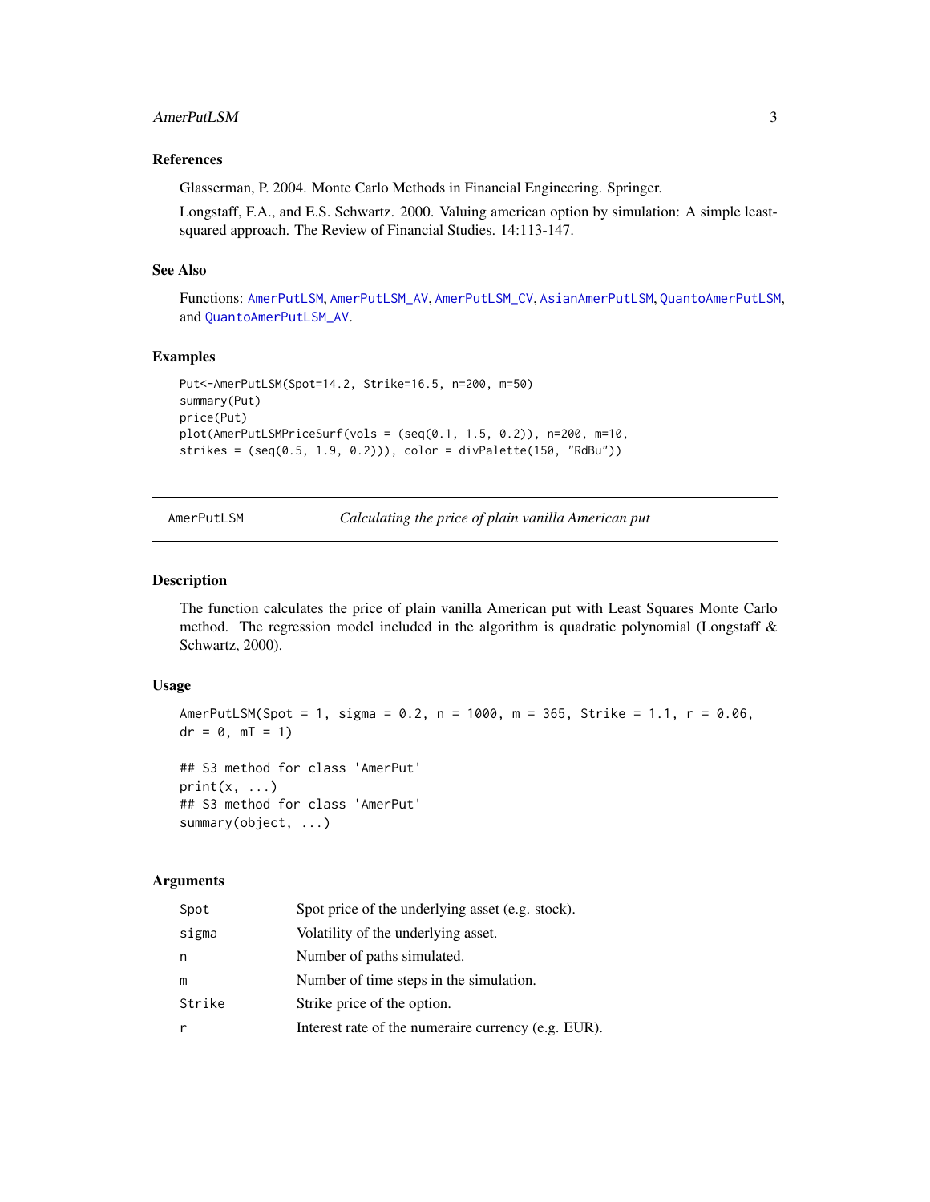### References

Glasserman, P. 2004. Monte Carlo Methods in Financial Engineering. Springer.

Longstaff, F.A., and E.S. Schwartz. 2000. Valuing american option by simulation: A simple least-squared approach. The Review of Financial Studies. 14:113-147.

### See Also

Functions: AmerPutLSM, AmerPutLSM_AV, AmerPutLSM_CV, AsianAmerPutLSM, QuantoAmerPutLSM, and QuantoAmerPutLSM_AV.

### Examples

```
Put<-AmerPutLSM(Spot=14.2, Strike=16.5, n=200, m=50)
summary(Put)
price(Put)
plot(AmerPutLSMPriceSurf(vols = (seq(0.1, 1.5, 0.2)), n=200, m=10,
strikes = (seq(0.5, 1.9, 0.2))), color = divPalette(150, "RdBu"))
```

---

## AmerPutLSM — *Calculating the price of plain vanilla American put*

### Description

The function calculates the price of plain vanilla American put with Least Squares Monte Carlo method. The regression model included in the algorithm is quadratic polynomial (Longstaff & Schwartz, 2000).

### Usage

```
AmerPutLSM(Spot = 1, sigma = 0.2, n = 1000, m = 365, Strike = 1.1, r = 0.06,
dr = 0, mT = 1)

## S3 method for class 'AmerPut'
print(x, ...)
## S3 method for class 'AmerPut'
summary(object, ...)
```

### Arguments

| | |
|---|---|
| Spot | Spot price of the underlying asset (e.g. stock). |
| sigma | Volatility of the underlying asset. |
| n | Number of paths simulated. |
| m | Number of time steps in the simulation. |
| Strike | Strike price of the option. |
| r | Interest rate of the numeraire currency (e.g. EUR). |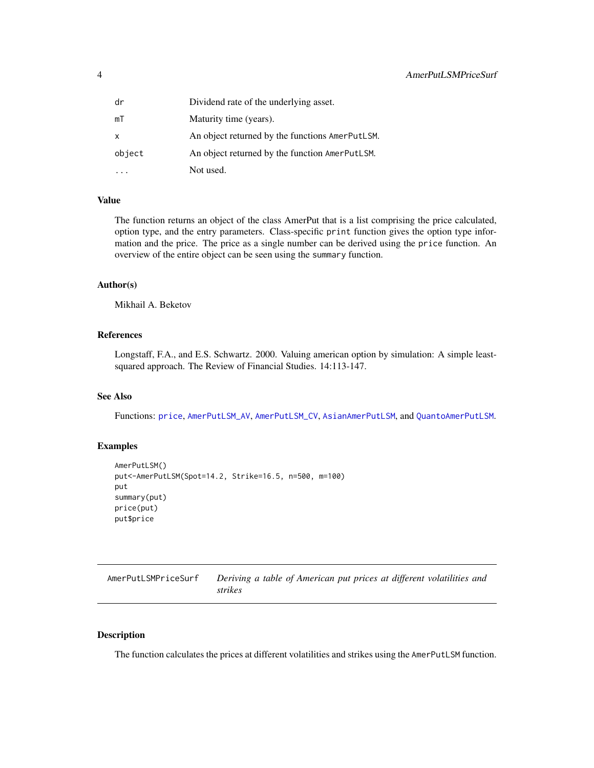| | |
|---|---|
| dr | Dividend rate of the underlying asset. |
| mT | Maturity time (years). |
| x | An object returned by the functions AmerPutLSM. |
| object | An object returned by the function AmerPutLSM. |
| ... | Not used. |

### Value

The function returns an object of the class AmerPut that is a list comprising the price calculated, option type, and the entry parameters. Class-specific `print` function gives the option type information and the price. The price as a single number can be derived using the `price` function. An overview of the entire object can be seen using the `summary` function.

### Author(s)

Mikhail A. Beketov

### References

Longstaff, F.A., and E.S. Schwartz. 2000. Valuing american option by simulation: A simple least-squared approach. The Review of Financial Studies. 14:113-147.

### See Also

Functions: `price`, `AmerPutLSM_AV`, `AmerPutLSM_CV`, `AsianAmerPutLSM`, and `QuantoAmerPutLSM`.

### Examples

```
AmerPutLSM()
put<-AmerPutLSM(Spot=14.2, Strike=16.5, n=500, m=100)
put
summary(put)
price(put)
put$price
```

---

## AmerPutLSMPriceSurf *Deriving a table of American put prices at different volatilities and strikes*

### Description

The function calculates the prices at different volatilities and strikes using the `AmerPutLSM` function.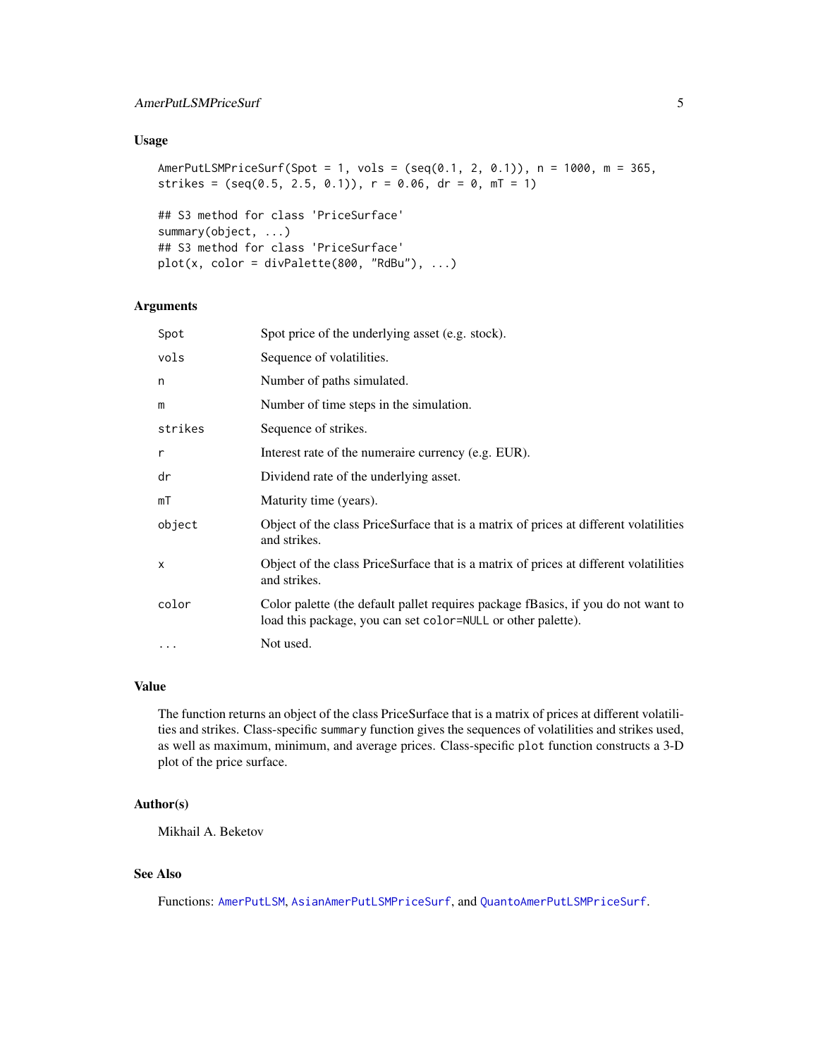## Usage

```
AmerPutLSMPriceSurf(Spot = 1, vols = (seq(0.1, 2, 0.1)), n = 1000, m = 365,
strikes = (seq(0.5, 2.5, 0.1)), r = 0.06, dr = 0, mT = 1)

## S3 method for class 'PriceSurface'
summary(object, ...)
## S3 method for class 'PriceSurface'
plot(x, color = divPalette(800, "RdBu"), ...)
```

## Arguments

| | |
|---|---|
| `Spot` | Spot price of the underlying asset (e.g. stock). |
| `vols` | Sequence of volatilities. |
| `n` | Number of paths simulated. |
| `m` | Number of time steps in the simulation. |
| `strikes` | Sequence of strikes. |
| `r` | Interest rate of the numeraire currency (e.g. EUR). |
| `dr` | Dividend rate of the underlying asset. |
| `mT` | Maturity time (years). |
| `object` | Object of the class PriceSurface that is a matrix of prices at different volatilities and strikes. |
| `x` | Object of the class PriceSurface that is a matrix of prices at different volatilities and strikes. |
| `color` | Color palette (the default pallet requires package fBasics, if you do not want to load this package, you can set `color=NULL` or other palette). |
| `...` | Not used. |

## Value

The function returns an object of the class PriceSurface that is a matrix of prices at different volatilities and strikes. Class-specific `summary` function gives the sequences of volatilities and strikes used, as well as maximum, minimum, and average prices. Class-specific `plot` function constructs a 3-D plot of the price surface.

## Author(s)

Mikhail A. Beketov

## See Also

Functions: `AmerPutLSM`, `AsianAmerPutLSMPriceSurf`, and `QuantoAmerPutLSMPriceSurf`.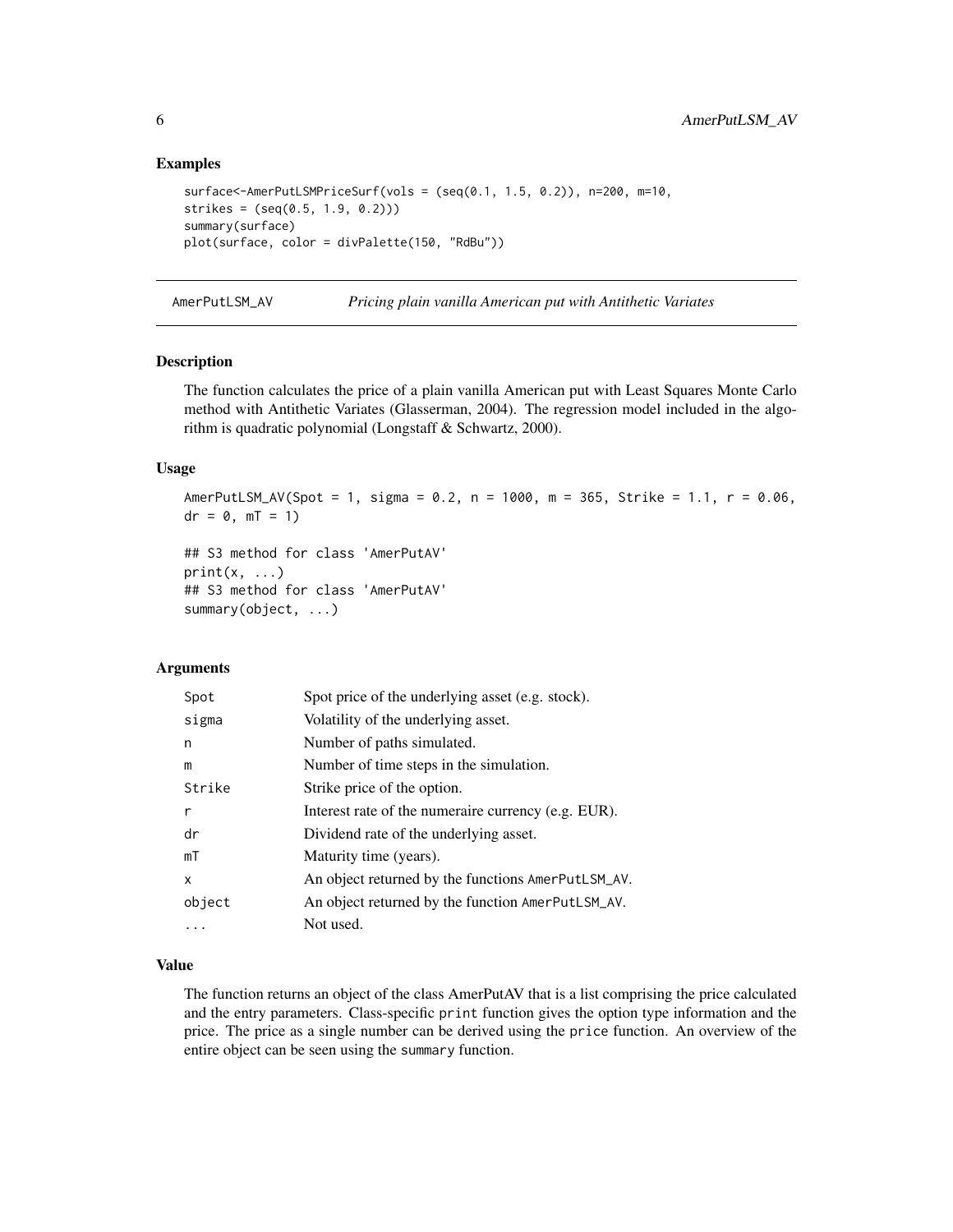### Examples

```
surface<-AmerPutLSMPriceSurf(vols = (seq(0.1, 1.5, 0.2)), n=200, m=10,
strikes = (seq(0.5, 1.9, 0.2)))
summary(surface)
plot(surface, color = divPalette(150, "RdBu"))
```

---

## AmerPutLSM_AV — *Pricing plain vanilla American put with Antithetic Variates*

### Description

The function calculates the price of a plain vanilla American put with Least Squares Monte Carlo method with Antithetic Variates (Glasserman, 2004). The regression model included in the algorithm is quadratic polynomial (Longstaff & Schwartz, 2000).

### Usage

```
AmerPutLSM_AV(Spot = 1, sigma = 0.2, n = 1000, m = 365, Strike = 1.1, r = 0.06,
dr = 0, mT = 1)

## S3 method for class 'AmerPutAV'
print(x, ...)
## S3 method for class 'AmerPutAV'
summary(object, ...)
```

### Arguments

| | |
|---|---|
| Spot | Spot price of the underlying asset (e.g. stock). |
| sigma | Volatility of the underlying asset. |
| n | Number of paths simulated. |
| m | Number of time steps in the simulation. |
| Strike | Strike price of the option. |
| r | Interest rate of the numeraire currency (e.g. EUR). |
| dr | Dividend rate of the underlying asset. |
| mT | Maturity time (years). |
| x | An object returned by the functions AmerPutLSM_AV. |
| object | An object returned by the function AmerPutLSM_AV. |
| ... | Not used. |

### Value

The function returns an object of the class AmerPutAV that is a list comprising the price calculated and the entry parameters. Class-specific print function gives the option type information and the price. The price as a single number can be derived using the price function. An overview of the entire object can be seen using the summary function.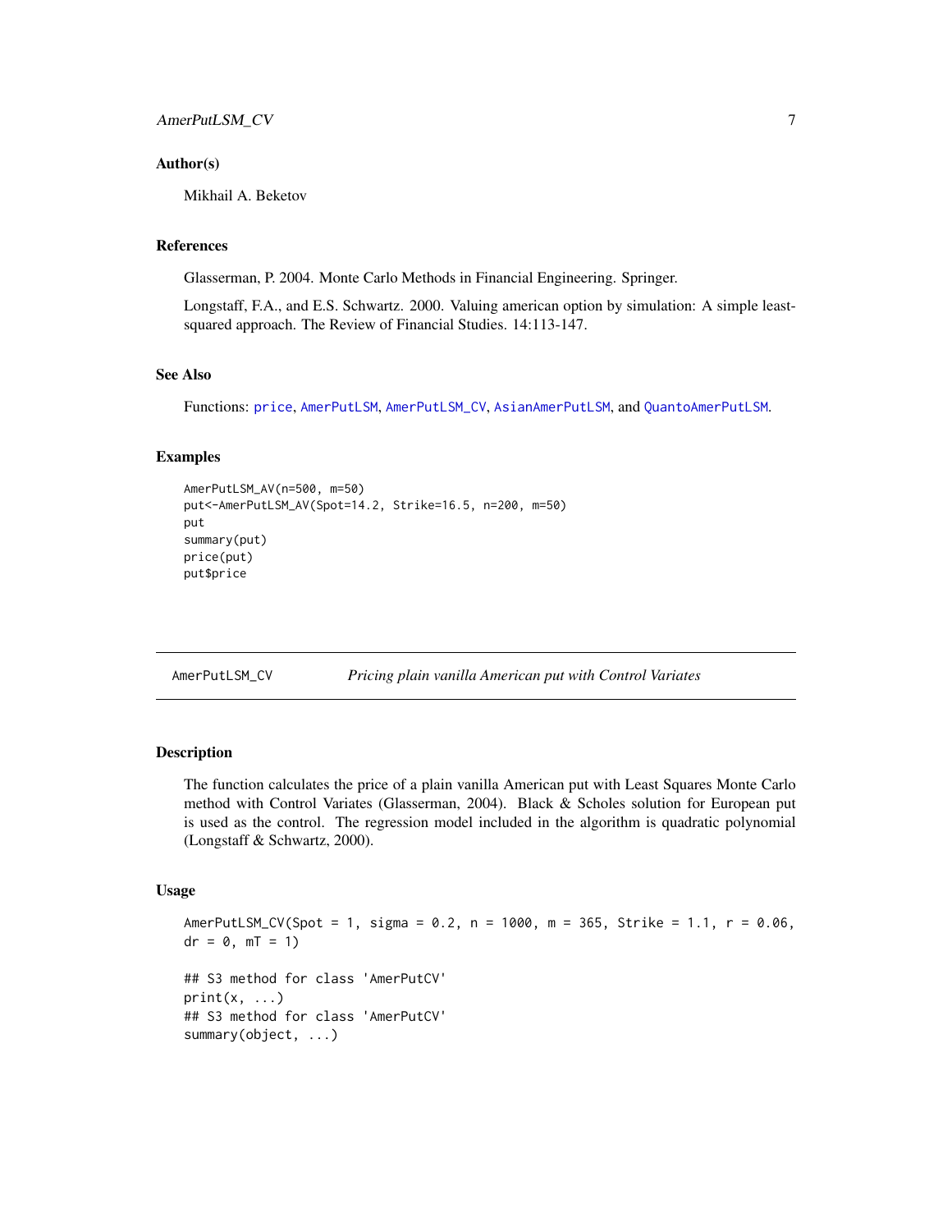### Author(s)

Mikhail A. Beketov

### References

Glasserman, P. 2004. Monte Carlo Methods in Financial Engineering. Springer.

Longstaff, F.A., and E.S. Schwartz. 2000. Valuing american option by simulation: A simple least-squared approach. The Review of Financial Studies. 14:113-147.

### See Also

Functions: `price`, `AmerPutLSM`, `AmerPutLSM_CV`, `AsianAmerPutLSM`, and `QuantoAmerPutLSM`.

### Examples

```
AmerPutLSM_AV(n=500, m=50)
put<-AmerPutLSM_AV(Spot=14.2, Strike=16.5, n=200, m=50)
put
summary(put)
price(put)
put$price
```

---

## AmerPutLSM_CV — *Pricing plain vanilla American put with Control Variates*

---

### Description

The function calculates the price of a plain vanilla American put with Least Squares Monte Carlo method with Control Variates (Glasserman, 2004). Black & Scholes solution for European put is used as the control. The regression model included in the algorithm is quadratic polynomial (Longstaff & Schwartz, 2000).

### Usage

```
AmerPutLSM_CV(Spot = 1, sigma = 0.2, n = 1000, m = 365, Strike = 1.1, r = 0.06,
dr = 0, mT = 1)

## S3 method for class 'AmerPutCV'
print(x, ...)
## S3 method for class 'AmerPutCV'
summary(object, ...)
```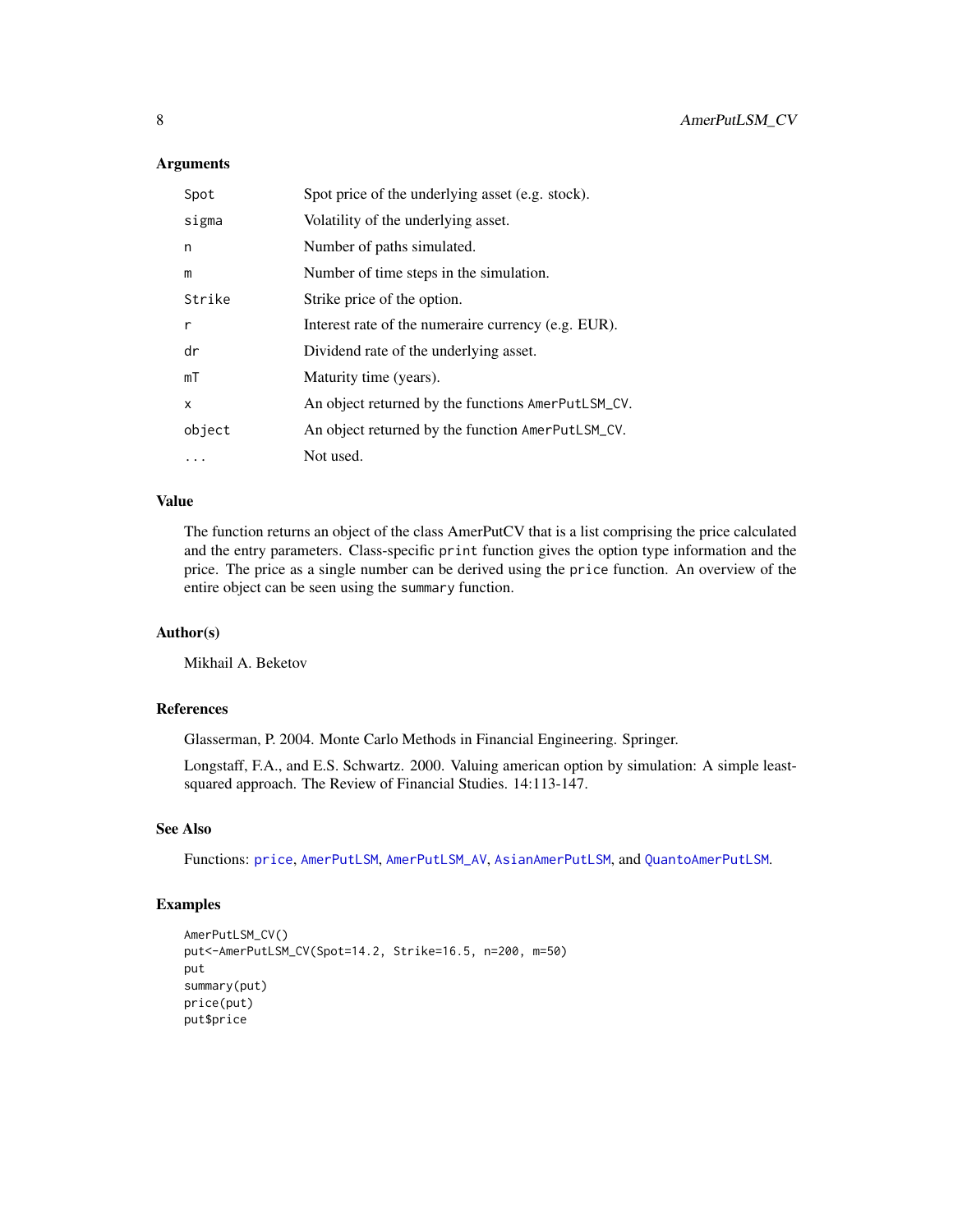### Arguments

| | |
|---|---|
| `Spot` | Spot price of the underlying asset (e.g. stock). |
| `sigma` | Volatility of the underlying asset. |
| `n` | Number of paths simulated. |
| `m` | Number of time steps in the simulation. |
| `Strike` | Strike price of the option. |
| `r` | Interest rate of the numeraire currency (e.g. EUR). |
| `dr` | Dividend rate of the underlying asset. |
| `mT` | Maturity time (years). |
| `x` | An object returned by the functions `AmerPutLSM_CV`. |
| `object` | An object returned by the function `AmerPutLSM_CV`. |
| `...` | Not used. |

### Value

The function returns an object of the class AmerPutCV that is a list comprising the price calculated and the entry parameters. Class-specific `print` function gives the option type information and the price. The price as a single number can be derived using the `price` function. An overview of the entire object can be seen using the `summary` function.

### Author(s)

Mikhail A. Beketov

### References

Glasserman, P. 2004. Monte Carlo Methods in Financial Engineering. Springer.

Longstaff, F.A., and E.S. Schwartz. 2000. Valuing american option by simulation: A simple least-squared approach. The Review of Financial Studies. 14:113-147.

### See Also

Functions: `price`, `AmerPutLSM`, `AmerPutLSM_AV`, `AsianAmerPutLSM`, and `QuantoAmerPutLSM`.

### Examples

```
AmerPutLSM_CV()
put<-AmerPutLSM_CV(Spot=14.2, Strike=16.5, n=200, m=50)
put
summary(put)
price(put)
put$price
```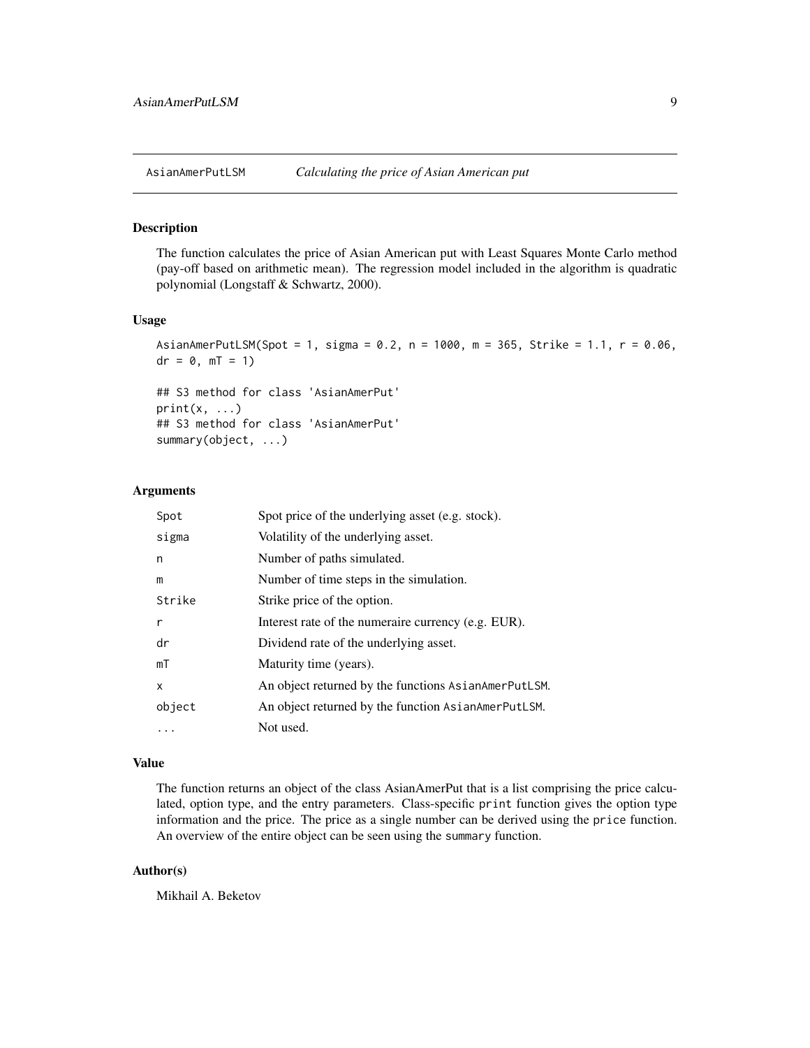## AsianAmerPutLSM — *Calculating the price of Asian American put*

### Description

The function calculates the price of Asian American put with Least Squares Monte Carlo method (pay-off based on arithmetic mean). The regression model included in the algorithm is quadratic polynomial (Longstaff & Schwartz, 2000).

### Usage

```
AsianAmerPutLSM(Spot = 1, sigma = 0.2, n = 1000, m = 365, Strike = 1.1, r = 0.06,
dr = 0, mT = 1)

## S3 method for class 'AsianAmerPut'
print(x, ...)
## S3 method for class 'AsianAmerPut'
summary(object, ...)
```

### Arguments

| Argument | Description |
|---|---|
| `Spot` | Spot price of the underlying asset (e.g. stock). |
| `sigma` | Volatility of the underlying asset. |
| `n` | Number of paths simulated. |
| `m` | Number of time steps in the simulation. |
| `Strike` | Strike price of the option. |
| `r` | Interest rate of the numeraire currency (e.g. EUR). |
| `dr` | Dividend rate of the underlying asset. |
| `mT` | Maturity time (years). |
| `x` | An object returned by the functions `AsianAmerPutLSM`. |
| `object` | An object returned by the function `AsianAmerPutLSM`. |
| `...` | Not used. |

### Value

The function returns an object of the class AsianAmerPut that is a list comprising the price calculated, option type, and the entry parameters. Class-specific `print` function gives the option type information and the price. The price as a single number can be derived using the `price` function. An overview of the entire object can be seen using the `summary` function.

### Author(s)

Mikhail A. Beketov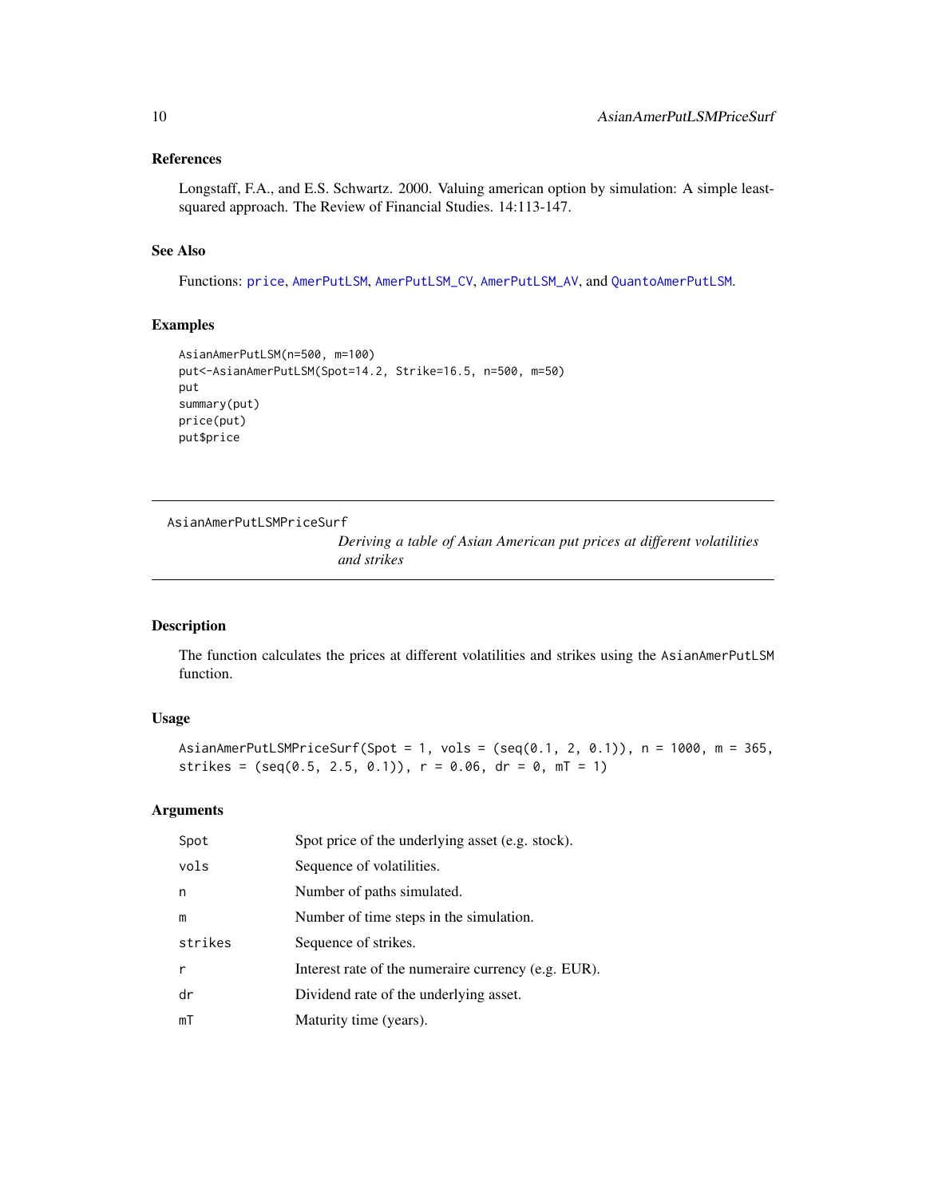### References

Longstaff, F.A., and E.S. Schwartz. 2000. Valuing american option by simulation: A simple least-squared approach. The Review of Financial Studies. 14:113-147.

### See Also

Functions: `price`, `AmerPutLSM`, `AmerPutLSM_CV`, `AmerPutLSM_AV`, and `QuantoAmerPutLSM`.

### Examples

```
AsianAmerPutLSM(n=500, m=100)
put<-AsianAmerPutLSM(Spot=14.2, Strike=16.5, n=500, m=50)
put
summary(put)
price(put)
put$price
```

---

## AsianAmerPutLSMPriceSurf

*Deriving a table of Asian American put prices at different volatilities and strikes*

---

### Description

The function calculates the prices at different volatilities and strikes using the `AsianAmerPutLSM` function.

### Usage

```
AsianAmerPutLSMPriceSurf(Spot = 1, vols = (seq(0.1, 2, 0.1)), n = 1000, m = 365,
strikes = (seq(0.5, 2.5, 0.1)), r = 0.06, dr = 0, mT = 1)
```

### Arguments

| | |
|---|---|
| Spot | Spot price of the underlying asset (e.g. stock). |
| vols | Sequence of volatilities. |
| n | Number of paths simulated. |
| m | Number of time steps in the simulation. |
| strikes | Sequence of strikes. |
| r | Interest rate of the numeraire currency (e.g. EUR). |
| dr | Dividend rate of the underlying asset. |
| mT | Maturity time (years). |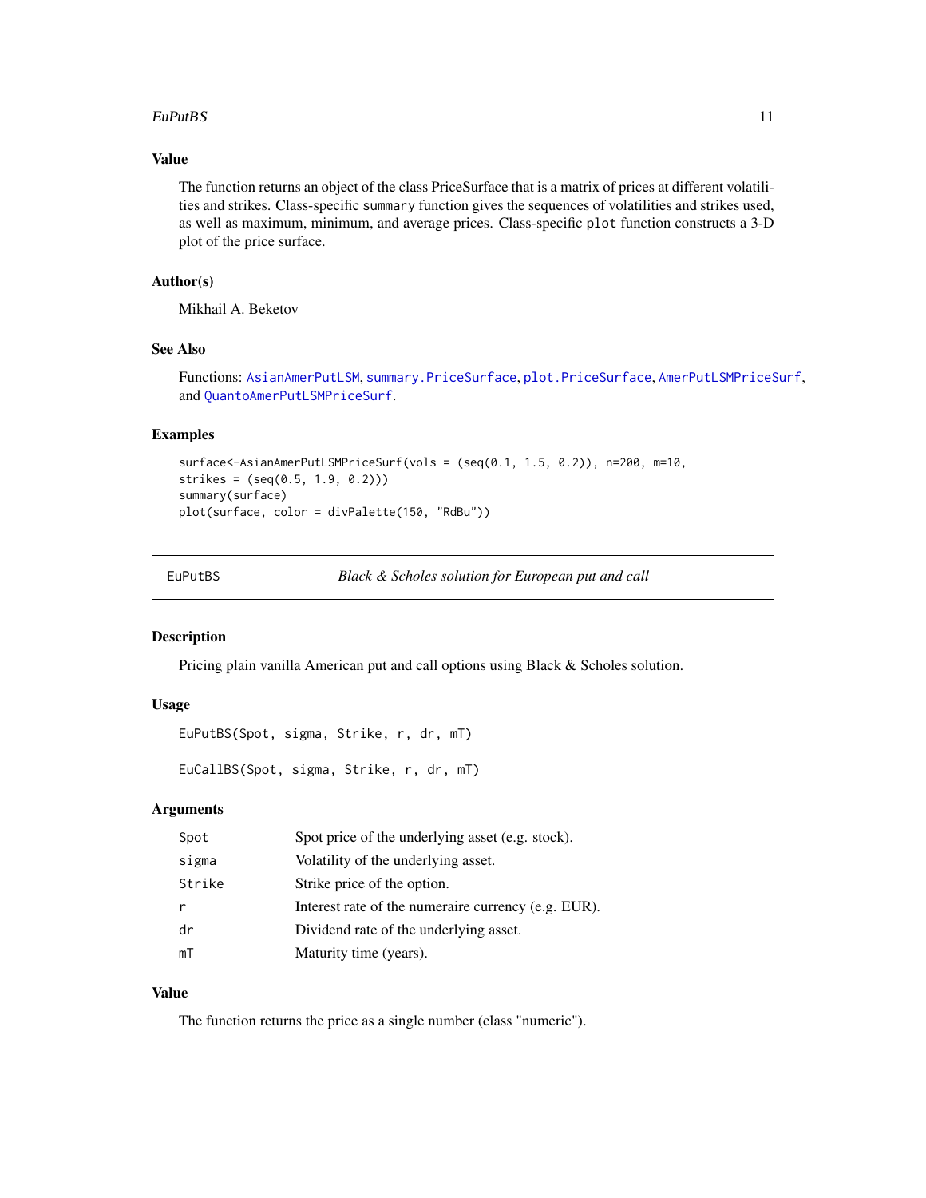### Value

The function returns an object of the class PriceSurface that is a matrix of prices at different volatilities and strikes. Class-specific `summary` function gives the sequences of volatilities and strikes used, as well as maximum, minimum, and average prices. Class-specific `plot` function constructs a 3-D plot of the price surface.

### Author(s)

Mikhail A. Beketov

### See Also

Functions: `AsianAmerPutLSM`, `summary.PriceSurface`, `plot.PriceSurface`, `AmerPutLSMPriceSurf`, and `QuantoAmerPutLSMPriceSurf`.

### Examples

```
surface<-AsianAmerPutLSMPriceSurf(vols = (seq(0.1, 1.5, 0.2)), n=200, m=10,
strikes = (seq(0.5, 1.9, 0.2)))
summary(surface)
plot(surface, color = divPalette(150, "RdBu"))
```

---

## EuPutBS — *Black & Scholes solution for European put and call*

---

### Description

Pricing plain vanilla American put and call options using Black & Scholes solution.

### Usage

```
EuPutBS(Spot, sigma, Strike, r, dr, mT)

EuCallBS(Spot, sigma, Strike, r, dr, mT)
```

### Arguments

| | |
|---|---|
| `Spot` | Spot price of the underlying asset (e.g. stock). |
| `sigma` | Volatility of the underlying asset. |
| `Strike` | Strike price of the option. |
| `r` | Interest rate of the numeraire currency (e.g. EUR). |
| `dr` | Dividend rate of the underlying asset. |
| `mT` | Maturity time (years). |

### Value

The function returns the price as a single number (class "numeric").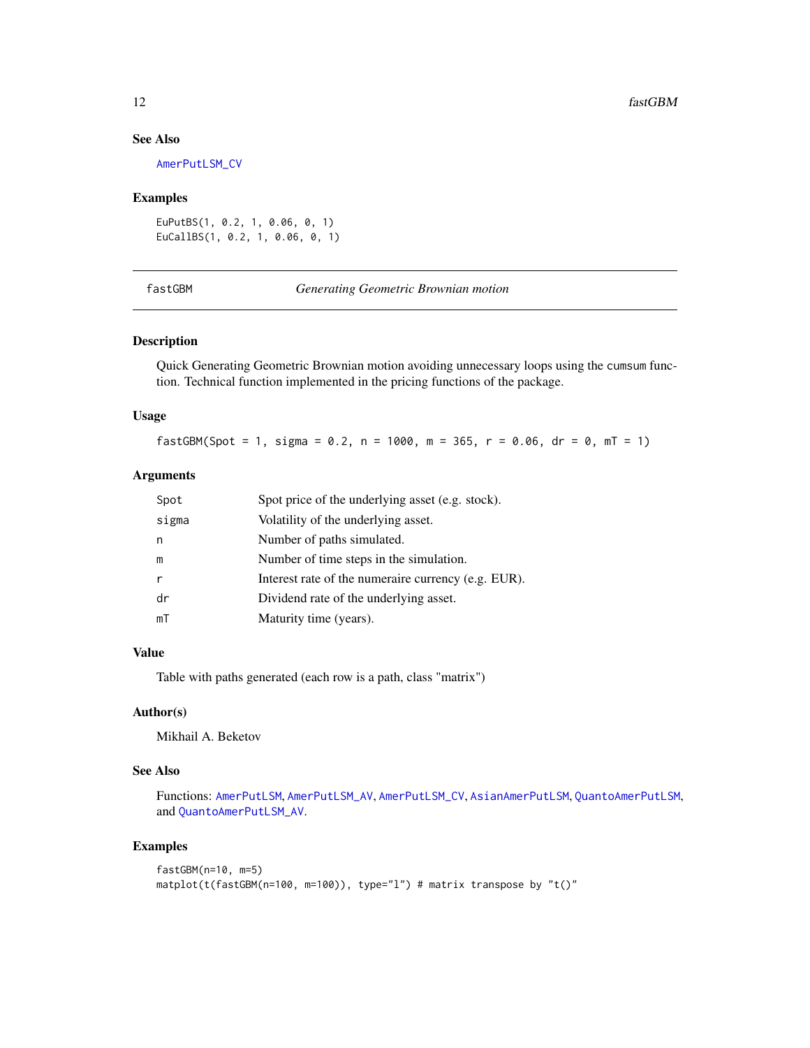## See Also

AmerPutLSM_CV

## Examples

```
EuPutBS(1, 0.2, 1, 0.06, 0, 1)
EuCallBS(1, 0.2, 1, 0.06, 0, 1)
```

---

# fastGBM — *Generating Geometric Brownian motion*

---

## Description

Quick Generating Geometric Brownian motion avoiding unnecessary loops using the cumsum function. Technical function implemented in the pricing functions of the package.

## Usage

```
fastGBM(Spot = 1, sigma = 0.2, n = 1000, m = 365, r = 0.06, dr = 0, mT = 1)
```

## Arguments

| | |
|---|---|
| Spot | Spot price of the underlying asset (e.g. stock). |
| sigma | Volatility of the underlying asset. |
| n | Number of paths simulated. |
| m | Number of time steps in the simulation. |
| r | Interest rate of the numeraire currency (e.g. EUR). |
| dr | Dividend rate of the underlying asset. |
| mT | Maturity time (years). |

## Value

Table with paths generated (each row is a path, class "matrix")

## Author(s)

Mikhail A. Beketov

## See Also

Functions: AmerPutLSM, AmerPutLSM_AV, AmerPutLSM_CV, AsianAmerPutLSM, QuantoAmerPutLSM, and QuantoAmerPutLSM_AV.

## Examples

```
fastGBM(n=10, m=5)
matplot(t(fastGBM(n=100, m=100)), type="l") # matrix transpose by "t()"
```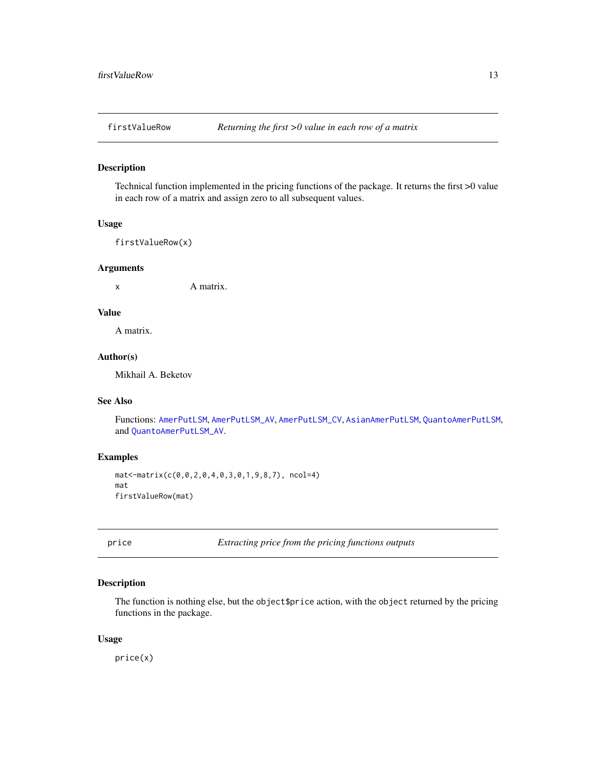## firstValueRow — *Returning the first >0 value in each row of a matrix*

### Description

Technical function implemented in the pricing functions of the package. It returns the first >0 value in each row of a matrix and assign zero to all subsequent values.

### Usage

```
firstValueRow(x)
```

### Arguments

| | |
|---|---|
| `x` | A matrix. |

### Value

A matrix.

### Author(s)

Mikhail A. Beketov

### See Also

Functions: `AmerPutLSM`, `AmerPutLSM_AV`, `AmerPutLSM_CV`, `AsianAmerPutLSM`, `QuantoAmerPutLSM`, and `QuantoAmerPutLSM_AV`.

### Examples

```
mat<-matrix(c(0,0,2,0,4,0,3,0,1,9,8,7), ncol=4)
mat
firstValueRow(mat)
```

## price — *Extracting price from the pricing functions outputs*

### Description

The function is nothing else, but the `object$price` action, with the `object` returned by the pricing functions in the package.

### Usage

```
price(x)
```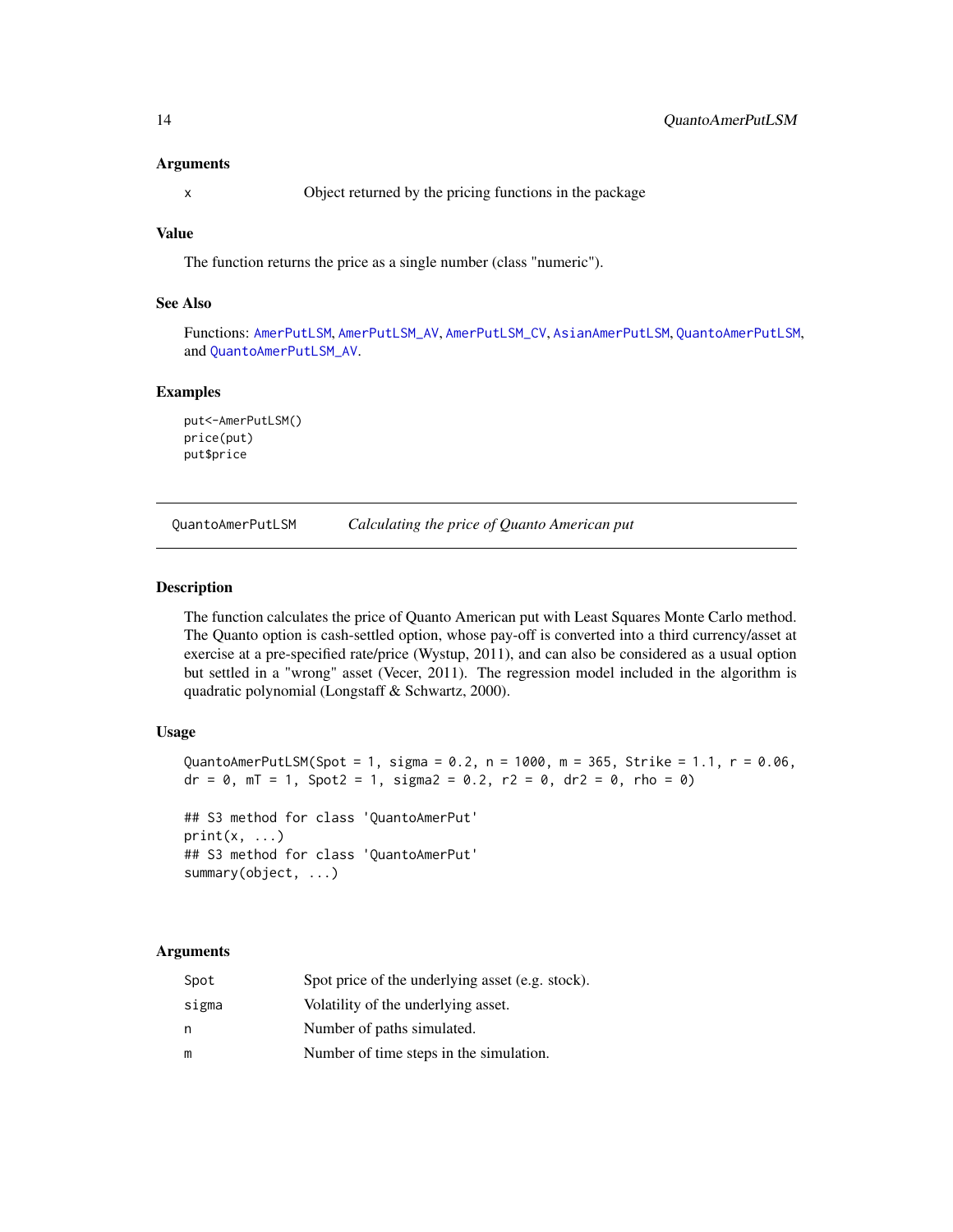### Arguments

| | |
|---|---|
| x | Object returned by the pricing functions in the package |

### Value

The function returns the price as a single number (class "numeric").

### See Also

Functions: AmerPutLSM, AmerPutLSM_AV, AmerPutLSM_CV, AsianAmerPutLSM, QuantoAmerPutLSM, and QuantoAmerPutLSM_AV.

### Examples

```
put<-AmerPutLSM()
price(put)
put$price
```

---

## QuantoAmerPutLSM — *Calculating the price of Quanto American put*

### Description

The function calculates the price of Quanto American put with Least Squares Monte Carlo method. The Quanto option is cash-settled option, whose pay-off is converted into a third currency/asset at exercise at a pre-specified rate/price (Wystup, 2011), and can also be considered as a usual option but settled in a "wrong" asset (Vecer, 2011). The regression model included in the algorithm is quadratic polynomial (Longstaff & Schwartz, 2000).

### Usage

```
QuantoAmerPutLSM(Spot = 1, sigma = 0.2, n = 1000, m = 365, Strike = 1.1, r = 0.06,
dr = 0, mT = 1, Spot2 = 1, sigma2 = 0.2, r2 = 0, dr2 = 0, rho = 0)

## S3 method for class 'QuantoAmerPut'
print(x, ...)
## S3 method for class 'QuantoAmerPut'
summary(object, ...)
```

### Arguments

| | |
|---|---|
| Spot | Spot price of the underlying asset (e.g. stock). |
| sigma | Volatility of the underlying asset. |
| n | Number of paths simulated. |
| m | Number of time steps in the simulation. |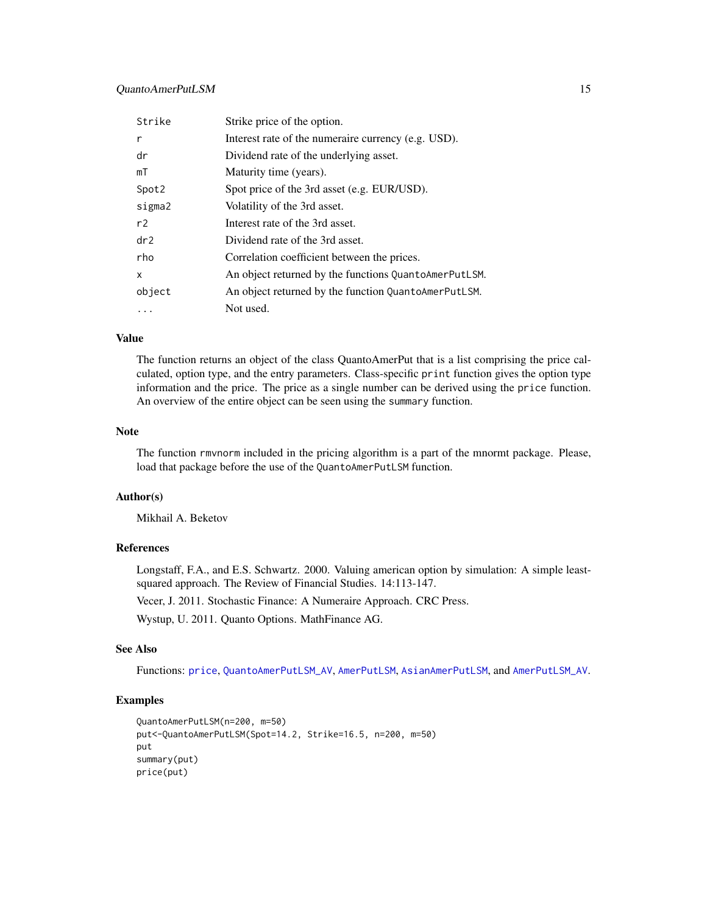| | |
|---|---|
| Strike | Strike price of the option. |
| r | Interest rate of the numeraire currency (e.g. USD). |
| dr | Dividend rate of the underlying asset. |
| mT | Maturity time (years). |
| Spot2 | Spot price of the 3rd asset (e.g. EUR/USD). |
| sigma2 | Volatility of the 3rd asset. |
| r2 | Interest rate of the 3rd asset. |
| dr2 | Dividend rate of the 3rd asset. |
| rho | Correlation coefficient between the prices. |
| x | An object returned by the functions `QuantoAmerPutLSM`. |
| object | An object returned by the function `QuantoAmerPutLSM`. |
| ... | Not used. |

## Value

The function returns an object of the class QuantoAmerPut that is a list comprising the price calculated, option type, and the entry parameters. Class-specific `print` function gives the option type information and the price. The price as a single number can be derived using the `price` function. An overview of the entire object can be seen using the `summary` function.

## Note

The function `rmvnorm` included in the pricing algorithm is a part of the mnormt package. Please, load that package before the use of the `QuantoAmerPutLSM` function.

## Author(s)

Mikhail A. Beketov

## References

Longstaff, F.A., and E.S. Schwartz. 2000. Valuing american option by simulation: A simple least-squared approach. The Review of Financial Studies. 14:113-147.

Vecer, J. 2011. Stochastic Finance: A Numeraire Approach. CRC Press.

Wystup, U. 2011. Quanto Options. MathFinance AG.

## See Also

Functions: `price`, `QuantoAmerPutLSM_AV`, `AmerPutLSM`, `AsianAmerPutLSM`, and `AmerPutLSM_AV`.

## Examples

```
QuantoAmerPutLSM(n=200, m=50)
put<-QuantoAmerPutLSM(Spot=14.2, Strike=16.5, n=200, m=50)
put
summary(put)
price(put)
```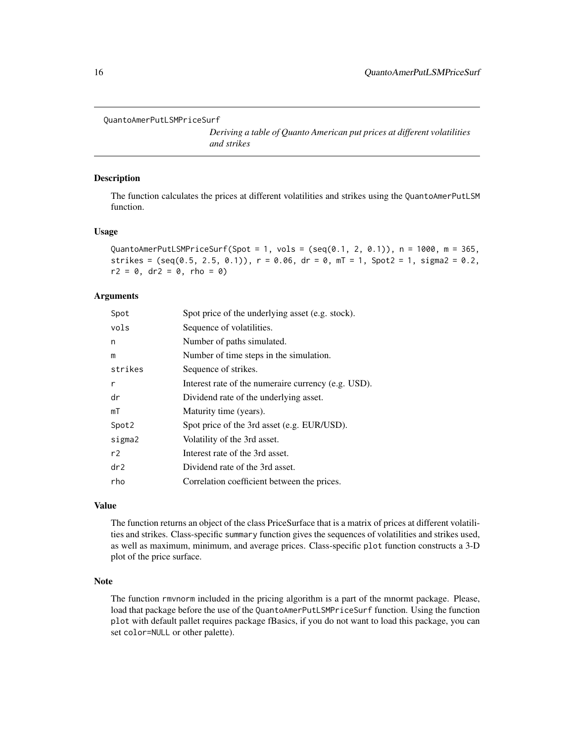```
QuantoAmerPutLSMPriceSurf
```

*Deriving a table of Quanto American put prices at different volatilities and strikes*

## Description

The function calculates the prices at different volatilities and strikes using the `QuantoAmerPutLSM` function.

## Usage

```
QuantoAmerPutLSMPriceSurf(Spot = 1, vols = (seq(0.1, 2, 0.1)), n = 1000, m = 365,
strikes = (seq(0.5, 2.5, 0.1)), r = 0.06, dr = 0, mT = 1, Spot2 = 1, sigma2 = 0.2,
r2 = 0, dr2 = 0, rho = 0)
```

## Arguments

| | |
|---|---|
| `Spot` | Spot price of the underlying asset (e.g. stock). |
| `vols` | Sequence of volatilities. |
| `n` | Number of paths simulated. |
| `m` | Number of time steps in the simulation. |
| `strikes` | Sequence of strikes. |
| `r` | Interest rate of the numeraire currency (e.g. USD). |
| `dr` | Dividend rate of the underlying asset. |
| `mT` | Maturity time (years). |
| `Spot2` | Spot price of the 3rd asset (e.g. EUR/USD). |
| `sigma2` | Volatility of the 3rd asset. |
| `r2` | Interest rate of the 3rd asset. |
| `dr2` | Dividend rate of the 3rd asset. |
| `rho` | Correlation coefficient between the prices. |

## Value

The function returns an object of the class PriceSurface that is a matrix of prices at different volatilities and strikes. Class-specific `summary` function gives the sequences of volatilities and strikes used, as well as maximum, minimum, and average prices. Class-specific `plot` function constructs a 3-D plot of the price surface.

## Note

The function `rmvnorm` included in the pricing algorithm is a part of the mnormt package. Please, load that package before the use of the `QuantoAmerPutLSMPriceSurf` function. Using the function `plot` with default pallet requires package fBasics, if you do not want to load this package, you can set `color=NULL` or other palette).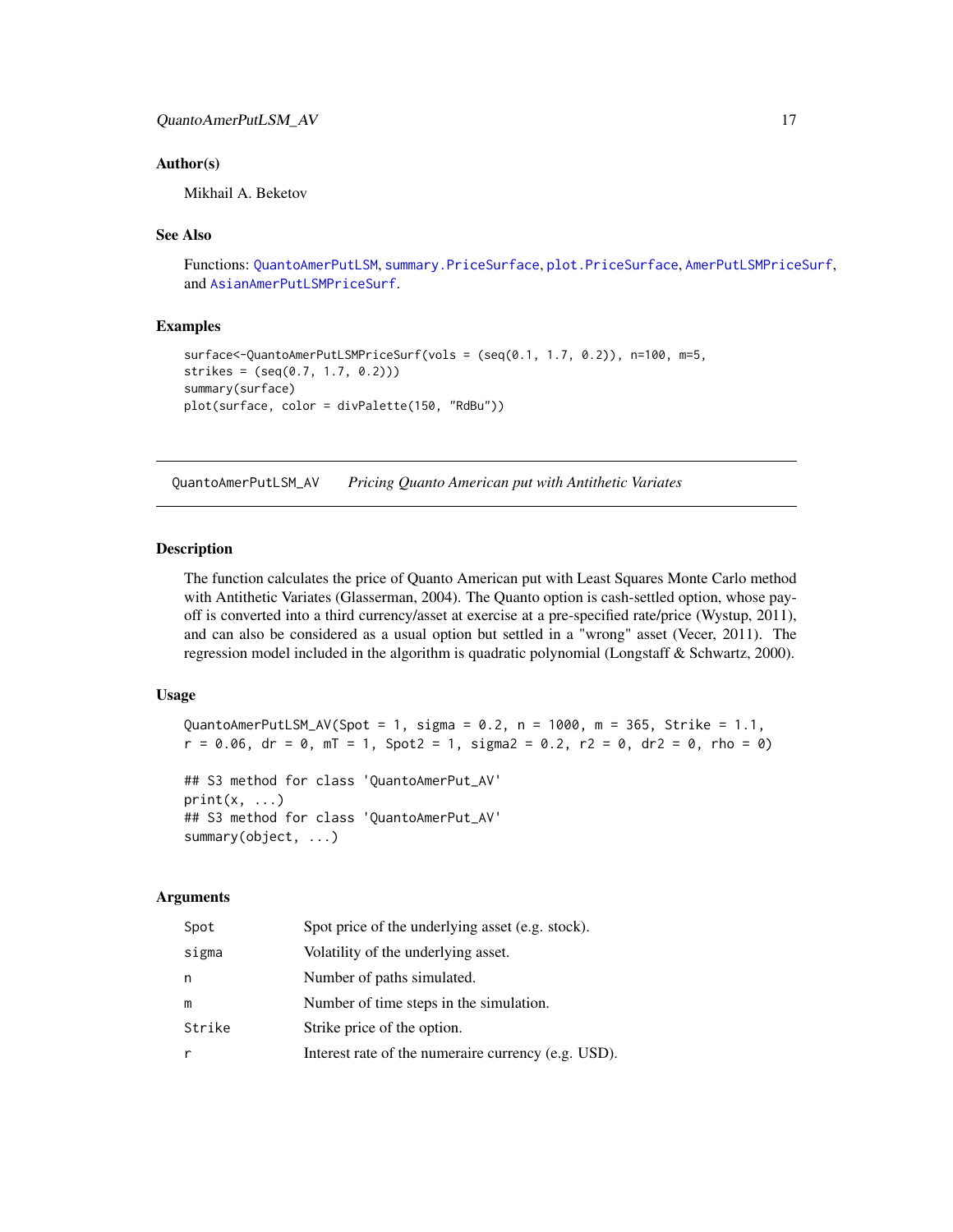### Author(s)

Mikhail A. Beketov

### See Also

Functions: QuantoAmerPutLSM, summary.PriceSurface, plot.PriceSurface, AmerPutLSMPriceSurf, and AsianAmerPutLSMPriceSurf.

### Examples

```
surface<-QuantoAmerPutLSMPriceSurf(vols = (seq(0.1, 1.7, 0.2)), n=100, m=5,
strikes = (seq(0.7, 1.7, 0.2)))
summary(surface)
plot(surface, color = divPalette(150, "RdBu"))
```

---

## QuantoAmerPutLSM_AV — *Pricing Quanto American put with Antithetic Variates*

### Description

The function calculates the price of Quanto American put with Least Squares Monte Carlo method with Antithetic Variates (Glasserman, 2004). The Quanto option is cash-settled option, whose payoff is converted into a third currency/asset at exercise at a pre-specified rate/price (Wystup, 2011), and can also be considered as a usual option but settled in a "wrong" asset (Vecer, 2011). The regression model included in the algorithm is quadratic polynomial (Longstaff & Schwartz, 2000).

### Usage

```
QuantoAmerPutLSM_AV(Spot = 1, sigma = 0.2, n = 1000, m = 365, Strike = 1.1,
r = 0.06, dr = 0, mT = 1, Spot2 = 1, sigma2 = 0.2, r2 = 0, dr2 = 0, rho = 0)

## S3 method for class 'QuantoAmerPut_AV'
print(x, ...)
## S3 method for class 'QuantoAmerPut_AV'
summary(object, ...)
```

### Arguments

| | |
|---|---|
| Spot | Spot price of the underlying asset (e.g. stock). |
| sigma | Volatility of the underlying asset. |
| n | Number of paths simulated. |
| m | Number of time steps in the simulation. |
| Strike | Strike price of the option. |
| r | Interest rate of the numeraire currency (e.g. USD). |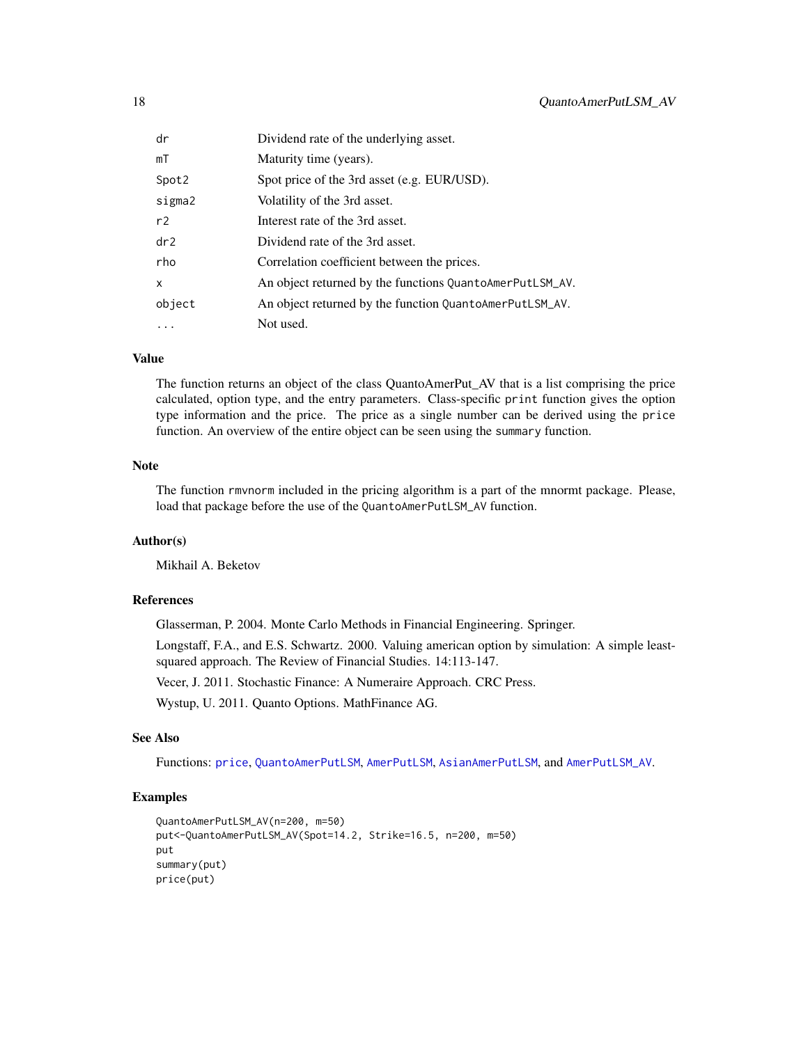| | |
|---|---|
| dr | Dividend rate of the underlying asset. |
| mT | Maturity time (years). |
| Spot2 | Spot price of the 3rd asset (e.g. EUR/USD). |
| sigma2 | Volatility of the 3rd asset. |
| r2 | Interest rate of the 3rd asset. |
| dr2 | Dividend rate of the 3rd asset. |
| rho | Correlation coefficient between the prices. |
| x | An object returned by the functions `QuantoAmerPutLSM_AV`. |
| object | An object returned by the function `QuantoAmerPutLSM_AV`. |
| ... | Not used. |

### Value

The function returns an object of the class QuantoAmerPut_AV that is a list comprising the price calculated, option type, and the entry parameters. Class-specific `print` function gives the option type information and the price. The price as a single number can be derived using the `price` function. An overview of the entire object can be seen using the `summary` function.

### Note

The function `rmvnorm` included in the pricing algorithm is a part of the mnormt package. Please, load that package before the use of the `QuantoAmerPutLSM_AV` function.

### Author(s)

Mikhail A. Beketov

### References

Glasserman, P. 2004. Monte Carlo Methods in Financial Engineering. Springer.

Longstaff, F.A., and E.S. Schwartz. 2000. Valuing american option by simulation: A simple least-squared approach. The Review of Financial Studies. 14:113-147.

Vecer, J. 2011. Stochastic Finance: A Numeraire Approach. CRC Press.

Wystup, U. 2011. Quanto Options. MathFinance AG.

### See Also

Functions: `price`, `QuantoAmerPutLSM`, `AmerPutLSM`, `AsianAmerPutLSM`, and `AmerPutLSM_AV`.

### Examples

```
QuantoAmerPutLSM_AV(n=200, m=50)
put<-QuantoAmerPutLSM_AV(Spot=14.2, Strike=16.5, n=200, m=50)
put
summary(put)
price(put)
```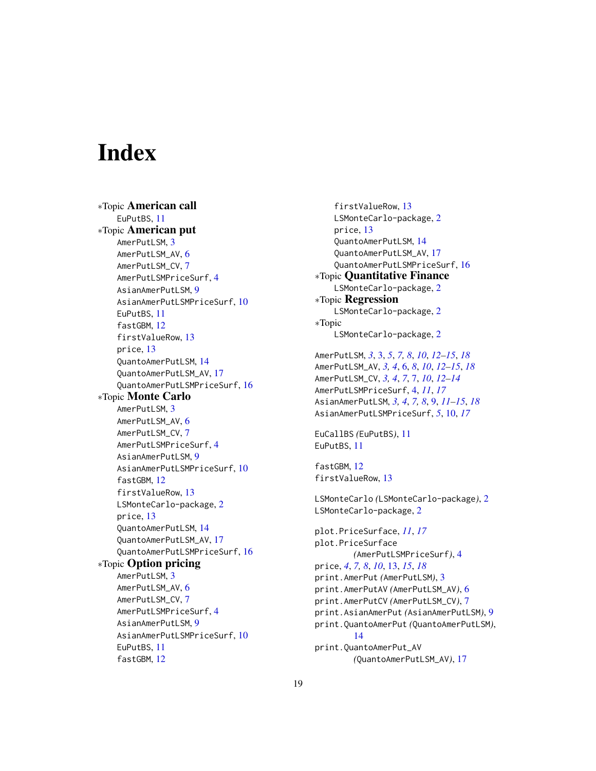# Index

*Topic **American call**
- EuPutBS, 11

*Topic **American put**
- AmerPutLSM, 3
- AmerPutLSM_AV, 6
- AmerPutLSM_CV, 7
- AmerPutLSMPriceSurf, 4
- AsianAmerPutLSM, 9
- AsianAmerPutLSMPriceSurf, 10
- EuPutBS, 11
- fastGBM, 12
- firstValueRow, 13
- price, 13
- QuantoAmerPutLSM, 14
- QuantoAmerPutLSM_AV, 17
- QuantoAmerPutLSMPriceSurf, 16

*Topic **Monte Carlo**
- AmerPutLSM, 3
- AmerPutLSM_AV, 6
- AmerPutLSM_CV, 7
- AmerPutLSMPriceSurf, 4
- AsianAmerPutLSM, 9
- AsianAmerPutLSMPriceSurf, 10
- fastGBM, 12
- firstValueRow, 13
- LSMonteCarlo-package, 2
- price, 13
- QuantoAmerPutLSM, 14
- QuantoAmerPutLSM_AV, 17
- QuantoAmerPutLSMPriceSurf, 16

*Topic **Option pricing**
- AmerPutLSM, 3
- AmerPutLSM_AV, 6
- AmerPutLSM_CV, 7
- AmerPutLSMPriceSurf, 4
- AsianAmerPutLSM, 9
- AsianAmerPutLSMPriceSurf, 10
- EuPutBS, 11
- fastGBM, 12
- firstValueRow, 13
- LSMonteCarlo-package, 2
- price, 13
- QuantoAmerPutLSM, 14
- QuantoAmerPutLSM_AV, 17
- QuantoAmerPutLSMPriceSurf, 16

*Topic **Quantitative Finance**
- LSMonteCarlo-package, 2

*Topic **Regression**
- LSMonteCarlo-package, 2

*Topic
- LSMonteCarlo-package, 2

AmerPutLSM, *3*, 3, *5*, *7, 8*, *10*, *12–15*, *18*
AmerPutLSM_AV, *3, 4*, 6, *8*, *10*, *12–15*, *18*
AmerPutLSM_CV, *3, 4*, *7*, 7, *10*, *12–14*
AmerPutLSMPriceSurf, 4, *11*, *17*
AsianAmerPutLSM, *3, 4*, *7, 8*, 9, *11–15*, *18*
AsianAmerPutLSMPriceSurf, *5*, 10, *17*

EuCallBS *(EuPutBS)*, 11
EuPutBS, 11

fastGBM, 12
firstValueRow, 13

LSMonteCarlo *(LSMonteCarlo-package)*, 2
LSMonteCarlo-package, 2

plot.PriceSurface, *11*, *17*
plot.PriceSurface *(AmerPutLSMPriceSurf)*, 4
price, *4*, *7, 8*, *10*, 13, *15*, *18*
print.AmerPut *(AmerPutLSM)*, 3
print.AmerPutAV *(AmerPutLSM_AV)*, 6
print.AmerPutCV *(AmerPutLSM_CV)*, 7
print.AsianAmerPut *(AsianAmerPutLSM)*, 9
print.QuantoAmerPut *(QuantoAmerPutLSM)*, 14
print.QuantoAmerPut_AV *(QuantoAmerPutLSM_AV)*, 17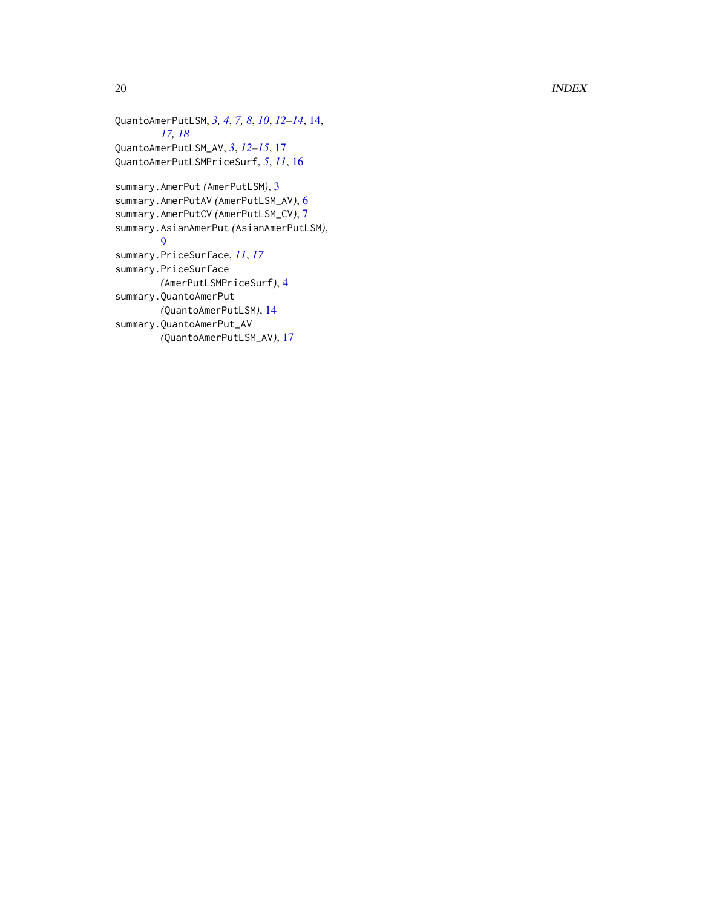QuantoAmerPutLSM, *3, 4*, *7, 8*, *10*, *12–14*, 14, *17, 18*
QuantoAmerPutLSM_AV, *3*, *12–15*, 17
QuantoAmerPutLSMPriceSurf, *5*, *11*, 16

summary.AmerPut *(*AmerPutLSM*)*, 3
summary.AmerPutAV *(*AmerPutLSM_AV*)*, 6
summary.AmerPutCV *(*AmerPutLSM_CV*)*, 7
summary.AsianAmerPut *(*AsianAmerPutLSM*)*, 9
summary.PriceSurface, *11*, *17*
summary.PriceSurface *(*AmerPutLSMPriceSurf*)*, 4
summary.QuantoAmerPut *(*QuantoAmerPutLSM*)*, 14
summary.QuantoAmerPut_AV *(*QuantoAmerPutLSM_AV*)*, 17